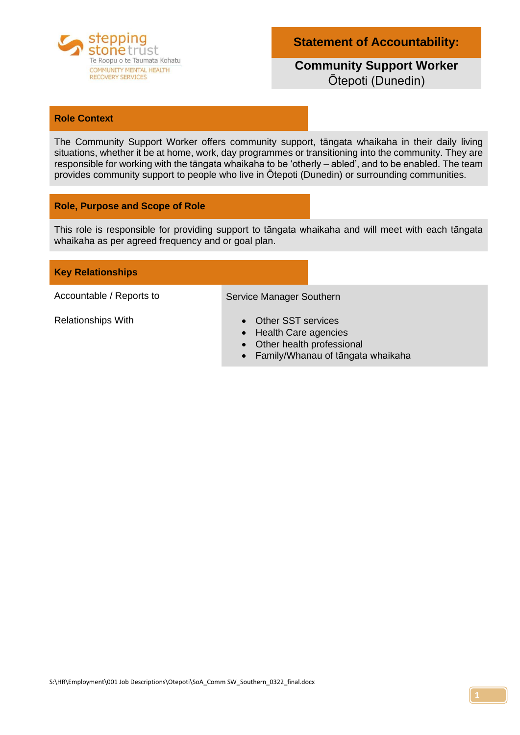stepping stone trust
Te Roopu o te Taumata Kohatu
COMMUNITY MENTAL HEALTH RECOVERY SERVICES

# Statement of Accountability:

## Community Support Worker
Ōtepoti (Dunedin)

### Role Context

The Community Support Worker offers community support, tāngata whaikaha in their daily living situations, whether it be at home, work, day programmes or transitioning into the community. They are responsible for working with the tāngata whaikaha to be 'otherly – abled', and to be enabled. The team provides community support to people who live in Ōtepoti (Dunedin) or surrounding communities.

### Role, Purpose and Scope of Role

This role is responsible for providing support to tāngata whaikaha and will meet with each tāngata whaikaha as per agreed frequency and or goal plan.

### Key Relationships

| | |
|---|---|
| Accountable / Reports to | Service Manager Southern |
| Relationships With | • Other SST services<br>• Health Care agencies<br>• Other health professional<br>• Family/Whanau of tāngata whaikaha |

S:\HR\Employment\001 Job Descriptions\Otepoti\SoA_Comm SW_Southern_0322_final.docx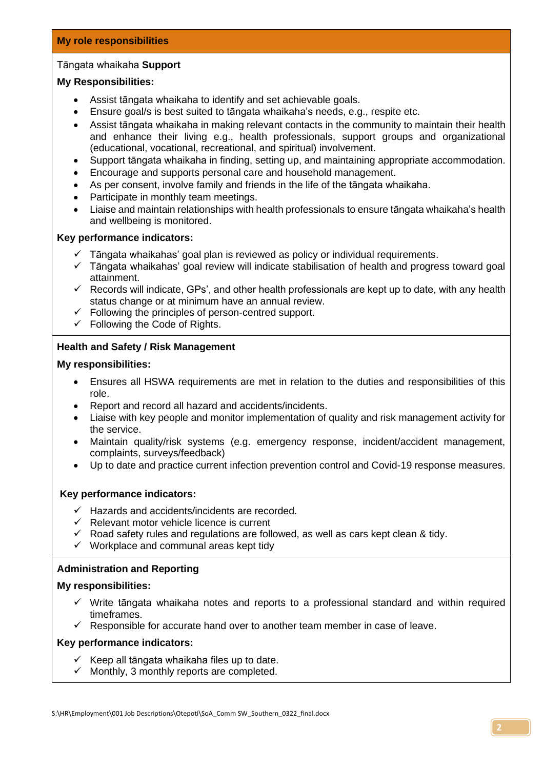## My role responsibilities

Tāngata whaikaha **Support**

**My Responsibilities:**

- Assist tāngata whaikaha to identify and set achievable goals.
- Ensure goal/s is best suited to tāngata whaikaha's needs, e.g., respite etc.
- Assist tāngata whaikaha in making relevant contacts in the community to maintain their health and enhance their living e.g., health professionals, support groups and organizational (educational, vocational, recreational, and spiritual) involvement.
- Support tāngata whaikaha in finding, setting up, and maintaining appropriate accommodation.
- Encourage and supports personal care and household management.
- As per consent, involve family and friends in the life of the tāngata whaikaha.
- Participate in monthly team meetings.
- Liaise and maintain relationships with health professionals to ensure tāngata whaikaha's health and wellbeing is monitored.

**Key performance indicators:**

- ✓ Tāngata whaikahas' goal plan is reviewed as policy or individual requirements.
- ✓ Tāngata whaikahas' goal review will indicate stabilisation of health and progress toward goal attainment.
- ✓ Records will indicate, GPs', and other health professionals are kept up to date, with any health status change or at minimum have an annual review.
- ✓ Following the principles of person-centred support.
- ✓ Following the Code of Rights.

**Health and Safety / Risk Management**

**My responsibilities:**

- Ensures all HSWA requirements are met in relation to the duties and responsibilities of this role.
- Report and record all hazard and accidents/incidents.
- Liaise with key people and monitor implementation of quality and risk management activity for the service.
- Maintain quality/risk systems (e.g. emergency response, incident/accident management, complaints, surveys/feedback)
- Up to date and practice current infection prevention control and Covid-19 response measures.

**Key performance indicators:**

- ✓ Hazards and accidents/incidents are recorded.
- ✓ Relevant motor vehicle licence is current
- ✓ Road safety rules and regulations are followed, as well as cars kept clean & tidy.
- ✓ Workplace and communal areas kept tidy

**Administration and Reporting**

**My responsibilities:**

- ✓ Write tāngata whaikaha notes and reports to a professional standard and within required timeframes.
- ✓ Responsible for accurate hand over to another team member in case of leave.

**Key performance indicators:**

- ✓ Keep all tāngata whaikaha files up to date.
- ✓ Monthly, 3 monthly reports are completed.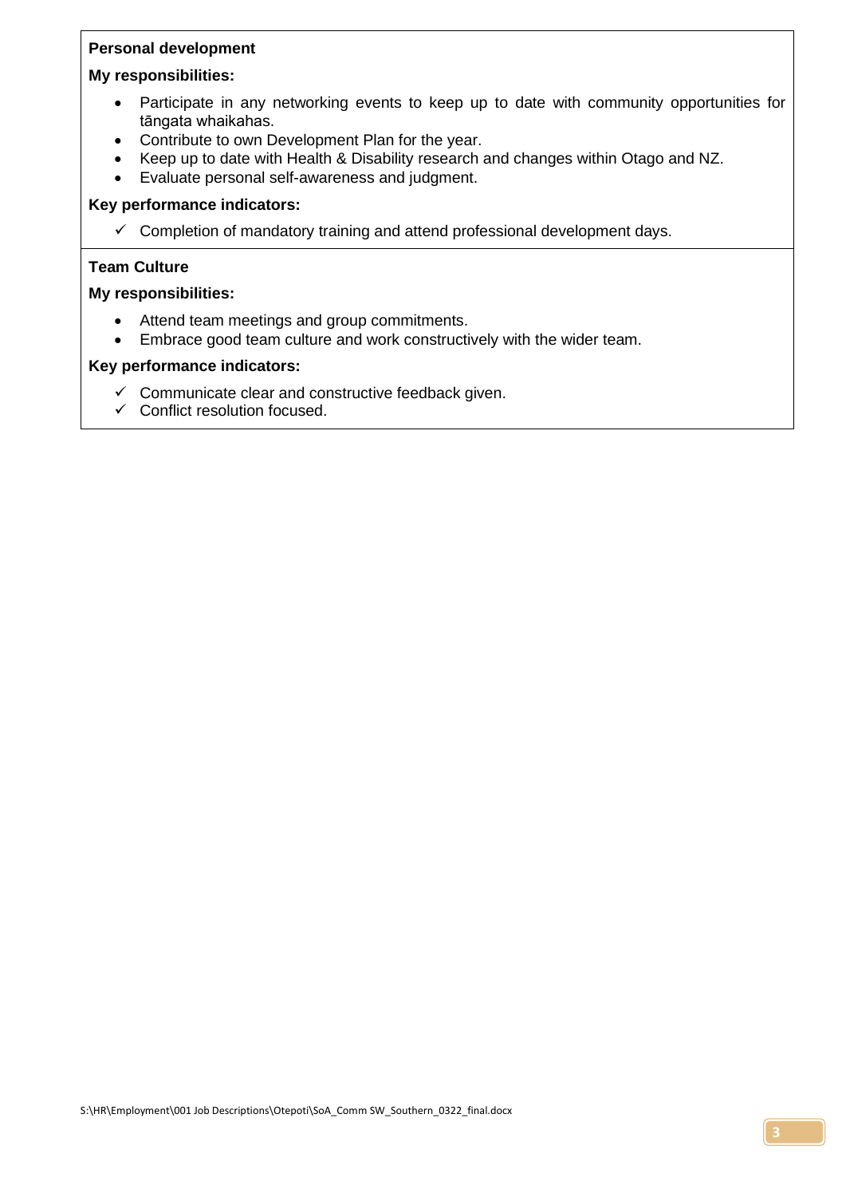**Personal development**

**My responsibilities:**

- Participate in any networking events to keep up to date with community opportunities for tāngata whaikahas.
- Contribute to own Development Plan for the year.
- Keep up to date with Health & Disability research and changes within Otago and NZ.
- Evaluate personal self-awareness and judgment.

**Key performance indicators:**

- ✓ Completion of mandatory training and attend professional development days.

**Team Culture**

**My responsibilities:**

- Attend team meetings and group commitments.
- Embrace good team culture and work constructively with the wider team.

**Key performance indicators:**

- ✓ Communicate clear and constructive feedback given.
- ✓ Conflict resolution focused.

S:\HR\Employment\001 Job Descriptions\Otepoti\SoA_Comm SW_Southern_0322_final.docx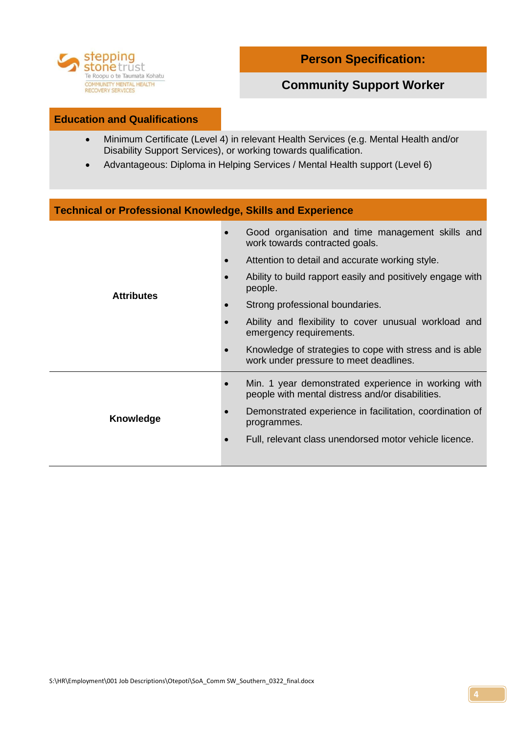# Person Specification:

## Community Support Worker

### Education and Qualifications

- Minimum Certificate (Level 4) in relevant Health Services (e.g. Mental Health and/or Disability Support Services), or working towards qualification.
- Advantageous: Diploma in Helping Services / Mental Health support (Level 6)

### Technical or Professional Knowledge, Skills and Experience

| | |
|---|---|
| **Attributes** | • Good organisation and time management skills and work towards contracted goals.<br>• Attention to detail and accurate working style.<br>• Ability to build rapport easily and positively engage with people.<br>• Strong professional boundaries.<br>• Ability and flexibility to cover unusual workload and emergency requirements.<br>• Knowledge of strategies to cope with stress and is able work under pressure to meet deadlines. |
| **Knowledge** | • Min. 1 year demonstrated experience in working with people with mental distress and/or disabilities.<br>• Demonstrated experience in facilitation, coordination of programmes.<br>• Full, relevant class unendorsed motor vehicle licence. |

S:\HR\Employment\001 Job Descriptions\Otepoti\SoA_Comm SW_Southern_0322_final.docx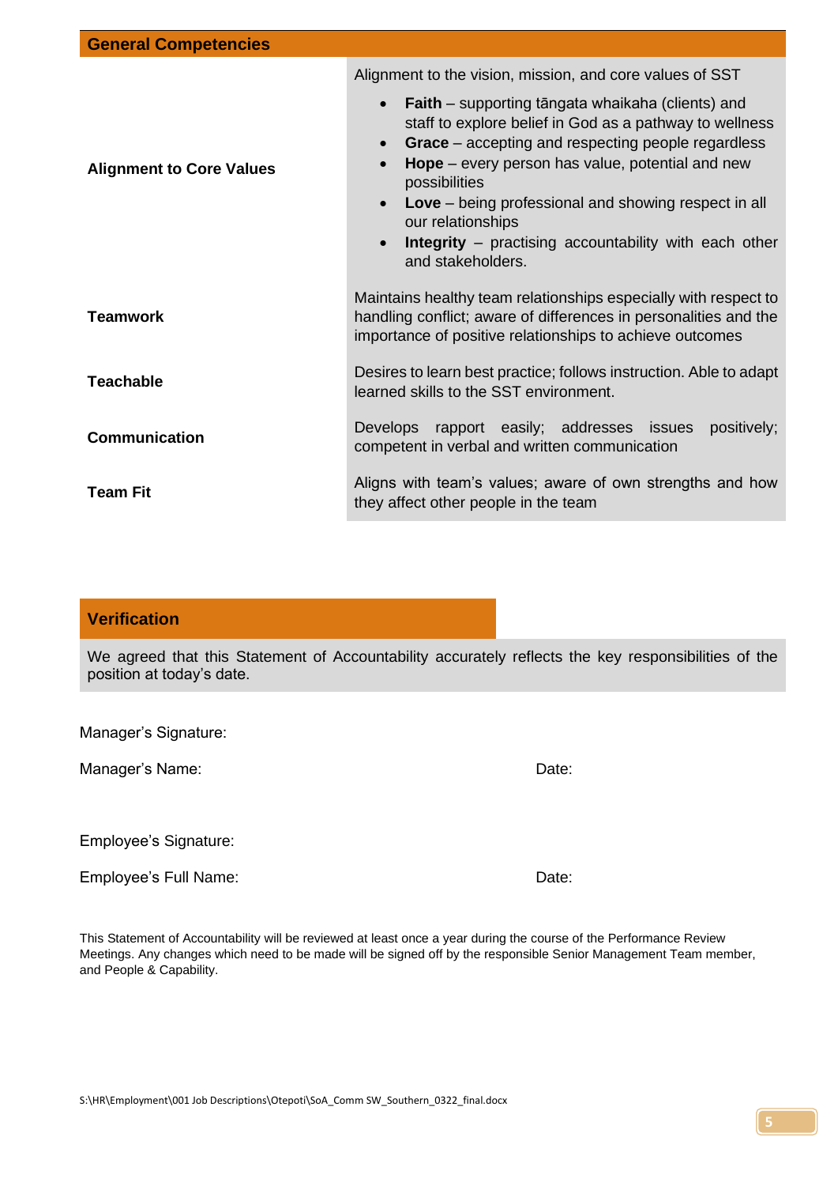## General Competencies

| | |
|---|---|
| **Alignment to Core Values** | Alignment to the vision, mission, and core values of SST<br>• **Faith** – supporting tāngata whaikaha (clients) and staff to explore belief in God as a pathway to wellness<br>• **Grace** – accepting and respecting people regardless<br>• **Hope** – every person has value, potential and new possibilities<br>• **Love** – being professional and showing respect in all our relationships<br>• **Integrity** – practising accountability with each other and stakeholders. |
| **Teamwork** | Maintains healthy team relationships especially with respect to handling conflict; aware of differences in personalities and the importance of positive relationships to achieve outcomes |
| **Teachable** | Desires to learn best practice; follows instruction. Able to adapt learned skills to the SST environment. |
| **Communication** | Develops rapport easily; addresses issues positively; competent in verbal and written communication |
| **Team Fit** | Aligns with team's values; aware of own strengths and how they affect other people in the team |

## Verification

We agreed that this Statement of Accountability accurately reflects the key responsibilities of the position at today's date.

Manager's Signature:

Manager's Name: Date:

Employee's Signature:

Employee's Full Name: Date:

This Statement of Accountability will be reviewed at least once a year during the course of the Performance Review Meetings. Any changes which need to be made will be signed off by the responsible Senior Management Team member, and People & Capability.

S:\HR\Employment\001 Job Descriptions\Otepoti\SoA_Comm SW_Southern_0322_final.docx